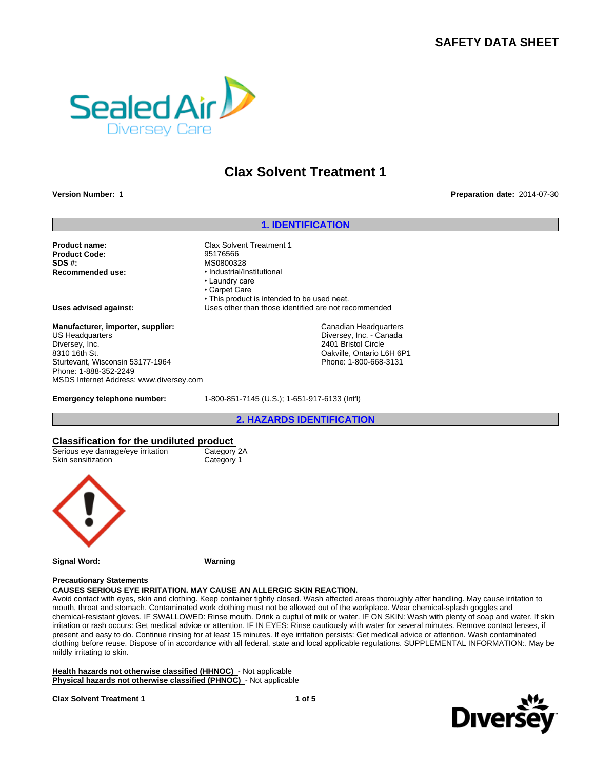# SAFETY DATA SHEET

## Clax Solvent Treatment 1

**Version Number:** 1

**Preparation date:** 2014-07-30

## 1. IDENTIFICATION

**Product name:** Clax Solvent Treatment 1
**Product Code:** 95176566
**SDS #:** MS0800328
**Recommended use:**
- Industrial/Institutional
- Laundry care
- Carpet Care
- This product is intended to be used neat.

**Uses advised against:** Uses other than those identified are not recommended

**Manufacturer, importer, supplier:**
US Headquarters
Diversey, Inc.
8310 16th St.
Sturtevant, Wisconsin 53177-1964
Phone: 1-888-352-2249
MSDS Internet Address: www.diversey.com

Canadian Headquarters
Diversey, Inc. - Canada
2401 Bristol Circle
Oakville, Ontario L6H 6P1
Phone: 1-800-668-3131

**Emergency telephone number:** 1-800-851-7145 (U.S.); 1-651-917-6133 (Int'l)

## 2. HAZARDS IDENTIFICATION

### Classification for the undiluted product

| | |
|---|---|
| Serious eye damage/eye irritation | Category 2A |
| Skin sensitization | Category 1 |

**Signal Word:** Warning

**Precautionary Statements**

**CAUSES SERIOUS EYE IRRITATION. MAY CAUSE AN ALLERGIC SKIN REACTION.**

Avoid contact with eyes, skin and clothing. Keep container tightly closed. Wash affected areas thoroughly after handling. May cause irritation to mouth, throat and stomach. Contaminated work clothing must not be allowed out of the workplace. Wear chemical-splash goggles and chemical-resistant gloves. IF SWALLOWED: Rinse mouth. Drink a cupful of milk or water. IF ON SKIN: Wash with plenty of soap and water. If skin irritation or rash occurs: Get medical advice or attention. IF IN EYES: Rinse cautiously with water for several minutes. Remove contact lenses, if present and easy to do. Continue rinsing for at least 15 minutes. If eye irritation persists: Get medical advice or attention. Wash contaminated clothing before reuse. Dispose of in accordance with all federal, state and local applicable regulations. SUPPLEMENTAL INFORMATION:. May be mildly irritating to skin.

**Health hazards not otherwise classified (HHNOC)** - Not applicable
**Physical hazards not otherwise classified (PHNOC)** - Not applicable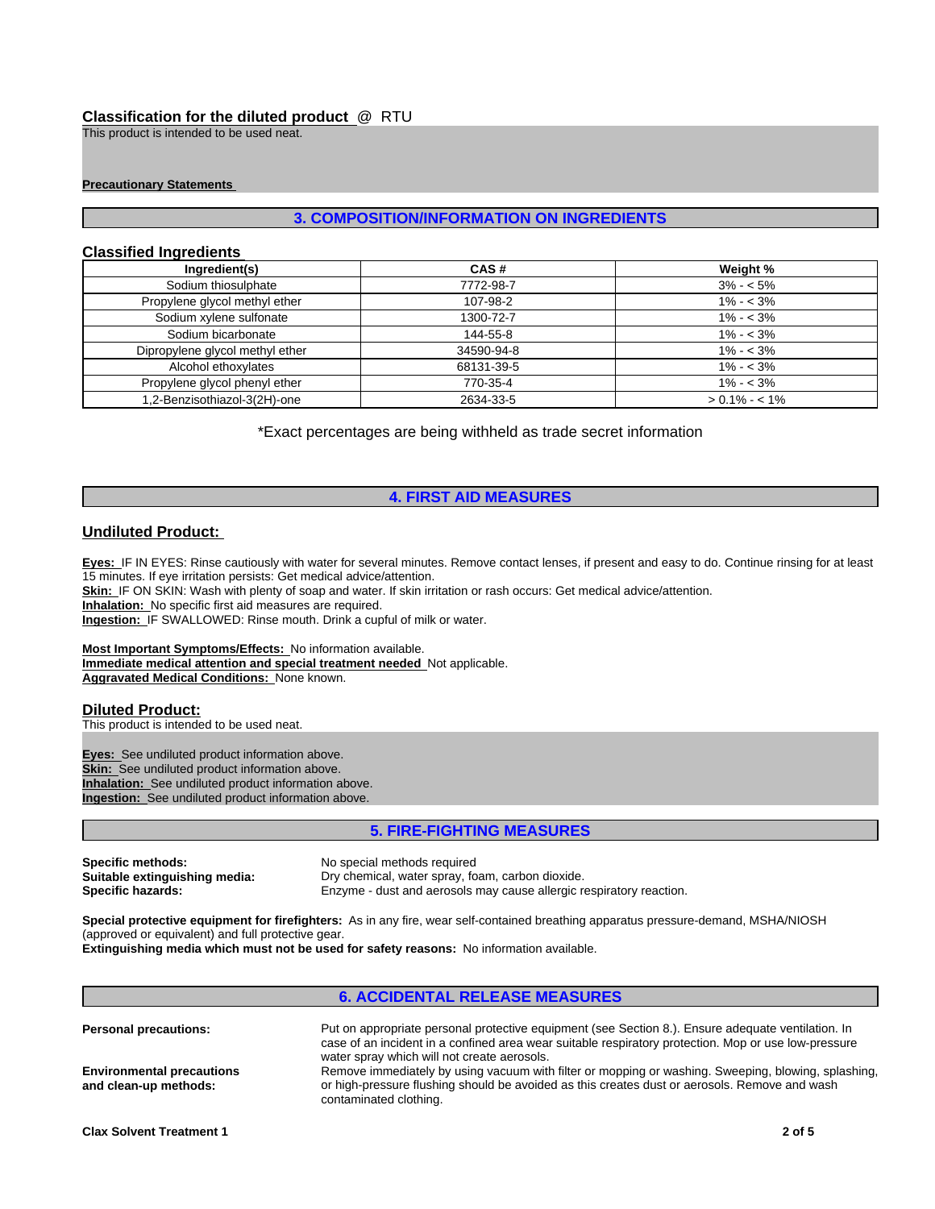**Classification for the diluted product** @ RTU

This product is intended to be used neat.

**Precautionary Statements**

## 3. COMPOSITION/INFORMATION ON INGREDIENTS

### Classified Ingredients

| Ingredient(s) | CAS # | Weight % |
|---|---|---|
| Sodium thiosulphate | 7772-98-7 | 3% - < 5% |
| Propylene glycol methyl ether | 107-98-2 | 1% - < 3% |
| Sodium xylene sulfonate | 1300-72-7 | 1% - < 3% |
| Sodium bicarbonate | 144-55-8 | 1% - < 3% |
| Dipropylene glycol methyl ether | 34590-94-8 | 1% - < 3% |
| Alcohol ethoxylates | 68131-39-5 | 1% - < 3% |
| Propylene glycol phenyl ether | 770-35-4 | 1% - < 3% |
| 1,2-Benzisothiazol-3(2H)-one | 2634-33-5 | > 0.1% - < 1% |

*Exact percentages are being withheld as trade secret information

## 4. FIRST AID MEASURES

### Undiluted Product:

**Eyes:** IF IN EYES: Rinse cautiously with water for several minutes. Remove contact lenses, if present and easy to do. Continue rinsing for at least 15 minutes. If eye irritation persists: Get medical advice/attention.
**Skin:** IF ON SKIN: Wash with plenty of soap and water. If skin irritation or rash occurs: Get medical advice/attention.
**Inhalation:** No specific first aid measures are required.
**Ingestion:** IF SWALLOWED: Rinse mouth. Drink a cupful of milk or water.

**Most Important Symptoms/Effects:** No information available.
**Immediate medical attention and special treatment needed** Not applicable.
**Aggravated Medical Conditions:** None known.

### Diluted Product:

This product is intended to be used neat.

**Eyes:** See undiluted product information above.
**Skin:** See undiluted product information above.
**Inhalation:** See undiluted product information above.
**Ingestion:** See undiluted product information above.

## 5. FIRE-FIGHTING MEASURES

**Specific methods:** No special methods required
**Suitable extinguishing media:** Dry chemical, water spray, foam, carbon dioxide.
**Specific hazards:** Enzyme - dust and aerosols may cause allergic respiratory reaction.

**Special protective equipment for firefighters:** As in any fire, wear self-contained breathing apparatus pressure-demand, MSHA/NIOSH (approved or equivalent) and full protective gear.
**Extinguishing media which must not be used for safety reasons:** No information available.

## 6. ACCIDENTAL RELEASE MEASURES

**Personal precautions:** Put on appropriate personal protective equipment (see Section 8.). Ensure adequate ventilation. In case of an incident in a confined area wear suitable respiratory protection. Mop or use low-pressure water spray which will not create aerosols.

**Environmental precautions and clean-up methods:** Remove immediately by using vacuum with filter or mopping or washing. Sweeping, blowing, splashing, or high-pressure flushing should be avoided as this creates dust or aerosols. Remove and wash contaminated clothing.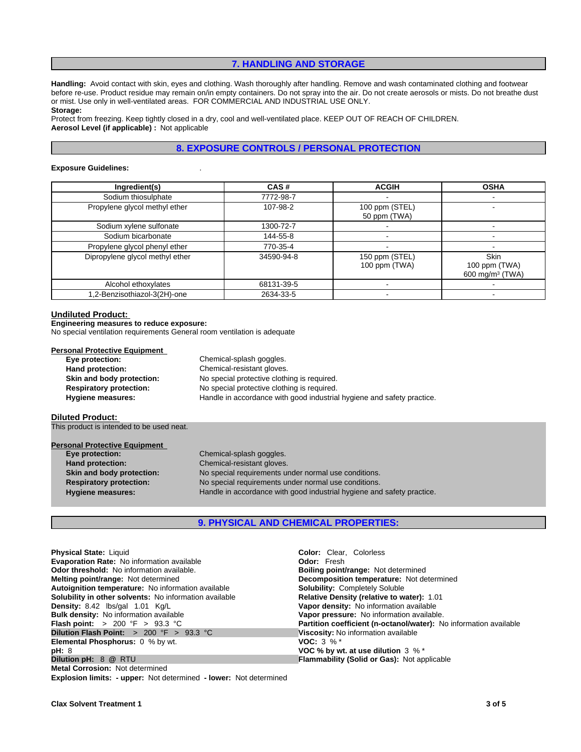## 7. HANDLING AND STORAGE

**Handling:** Avoid contact with skin, eyes and clothing. Wash thoroughly after handling. Remove and wash contaminated clothing and footwear before re-use. Product residue may remain on/in empty containers. Do not spray into the air. Do not create aerosols or mists. Do not breathe dust or mist. Use only in well-ventilated areas. FOR COMMERCIAL AND INDUSTRIAL USE ONLY.

**Storage:**

Protect from freezing. Keep tightly closed in a dry, cool and well-ventilated place. KEEP OUT OF REACH OF CHILDREN.

**Aerosol Level (if applicable) :** Not applicable

## 8. EXPOSURE CONTROLS / PERSONAL PROTECTION

**Exposure Guidelines:** .

| Ingredient(s) | CAS # | ACGIH | OSHA |
|---|---|---|---|
| Sodium thiosulphate | 7772-98-7 | - | - |
| Propylene glycol methyl ether | 107-98-2 | 100 ppm (STEL)<br>50 ppm (TWA) | - |
| Sodium xylene sulfonate | 1300-72-7 | - | - |
| Sodium bicarbonate | 144-55-8 | - | - |
| Propylene glycol phenyl ether | 770-35-4 | - | - |
| Dipropylene glycol methyl ether | 34590-94-8 | 150 ppm (STEL)<br>100 ppm (TWA) | Skin<br>100 ppm (TWA)<br>600 mg/m³ (TWA) |
| Alcohol ethoxylates | 68131-39-5 | - | - |
| 1,2-Benzisothiazol-3(2H)-one | 2634-33-5 | - | - |

**Undiluted Product:**

**Engineering measures to reduce exposure:**

No special ventilation requirements General room ventilation is adequate

**Personal Protective Equipment**

- **Eye protection:** Chemical-splash goggles.
- **Hand protection:** Chemical-resistant gloves.
- **Skin and body protection:** No special protective clothing is required.
- **Respiratory protection:** No special protective clothing is required.
- **Hygiene measures:** Handle in accordance with good industrial hygiene and safety practice.

**Diluted Product:**

This product is intended to be used neat.

**Personal Protective Equipment**

- **Eye protection:** Chemical-splash goggles.
- **Hand protection:** Chemical-resistant gloves.
- **Skin and body protection:** No special requirements under normal use conditions.
- **Respiratory protection:** No special requirements under normal use conditions.
- **Hygiene measures:** Handle in accordance with good industrial hygiene and safety practice.

## 9. PHYSICAL AND CHEMICAL PROPERTIES:

**Physical State:** Liquid
**Evaporation Rate:** No information available
**Odor threshold:** No information available.
**Melting point/range:** Not determined
**Autoignition temperature:** No information available
**Solubility in other solvents:** No information available
**Density:** 8.42 lbs/gal 1.01 Kg/L
**Bulk density:** No information available
**Flash point:** > 200 °F > 93.3 °C
**Dilution Flash Point:** > 200 °F > 93.3 °C
**Elemental Phosphorus:** 0 % by wt.
**pH:** 8
**Dilution pH:** 8 @ RTU
**Metal Corrosion:** Not determined
**Explosion limits:** **- upper:** Not determined **- lower:** Not determined

**Color:** Clear, Colorless
**Odor:** Fresh
**Boiling point/range:** Not determined
**Decomposition temperature:** Not determined
**Solubility:** Completely Soluble
**Relative Density (relative to water):** 1.01
**Vapor density:** No information available
**Vapor pressure:** No information available.
**Partition coefficient (n-octanol/water):** No information available
**Viscosity:** No information available
**VOC:** 3 % *
**VOC % by wt. at use dilution** 3 % *
**Flammability (Solid or Gas):** Not applicable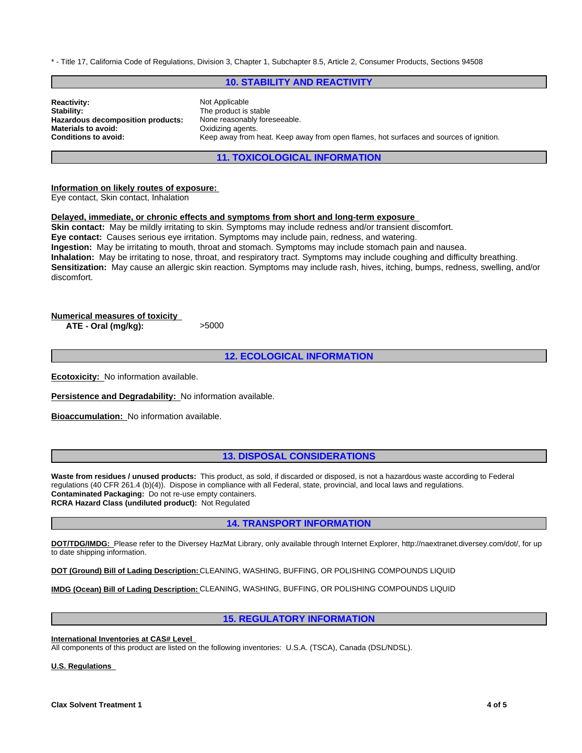* - Title 17, California Code of Regulations, Division 3, Chapter 1, Subchapter 8.5, Article 2, Consumer Products, Sections 94508

## 10. STABILITY AND REACTIVITY

| | |
|---|---|
| **Reactivity:** | Not Applicable |
| **Stability:** | The product is stable |
| **Hazardous decomposition products:** | None reasonably foreseeable. |
| **Materials to avoid:** | Oxidizing agents. |
| **Conditions to avoid:** | Keep away from heat. Keep away from open flames, hot surfaces and sources of ignition. |

## 11. TOXICOLOGICAL INFORMATION

**Information on likely routes of exposure:**
Eye contact, Skin contact, Inhalation

**Delayed, immediate, or chronic effects and symptoms from short and long-term exposure**
**Skin contact:** May be mildly irritating to skin. Symptoms may include redness and/or transient discomfort.
**Eye contact:** Causes serious eye irritation. Symptoms may include pain, redness, and watering.
**Ingestion:** May be irritating to mouth, throat and stomach. Symptoms may include stomach pain and nausea.
**Inhalation:** May be irritating to nose, throat, and respiratory tract. Symptoms may include coughing and difficulty breathing.
**Sensitization:** May cause an allergic skin reaction. Symptoms may include rash, hives, itching, bumps, redness, swelling, and/or discomfort.

**Numerical measures of toxicity**

| | |
|---|---|
| **ATE - Oral (mg/kg):** | >5000 |

## 12. ECOLOGICAL INFORMATION

**Ecotoxicity:** No information available.

**Persistence and Degradability:** No information available.

**Bioaccumulation:** No information available.

## 13. DISPOSAL CONSIDERATIONS

**Waste from residues / unused products:** This product, as sold, if discarded or disposed, is not a hazardous waste according to Federal regulations (40 CFR 261.4 (b)(4)). Dispose in compliance with all Federal, state, provincial, and local laws and regulations.
**Contaminated Packaging:** Do not re-use empty containers.
**RCRA Hazard Class (undiluted product):** Not Regulated

## 14. TRANSPORT INFORMATION

**DOT/TDG/IMDG:** Please refer to the Diversey HazMat Library, only available through Internet Explorer, http://naextranet.diversey.com/dot/, for up to date shipping information.

**DOT (Ground) Bill of Lading Description:** CLEANING, WASHING, BUFFING, OR POLISHING COMPOUNDS LIQUID

**IMDG (Ocean) Bill of Lading Description:** CLEANING, WASHING, BUFFING, OR POLISHING COMPOUNDS LIQUID

## 15. REGULATORY INFORMATION

**International Inventories at CAS# Level**
All components of this product are listed on the following inventories: U.S.A. (TSCA), Canada (DSL/NDSL).

**U.S. Regulations**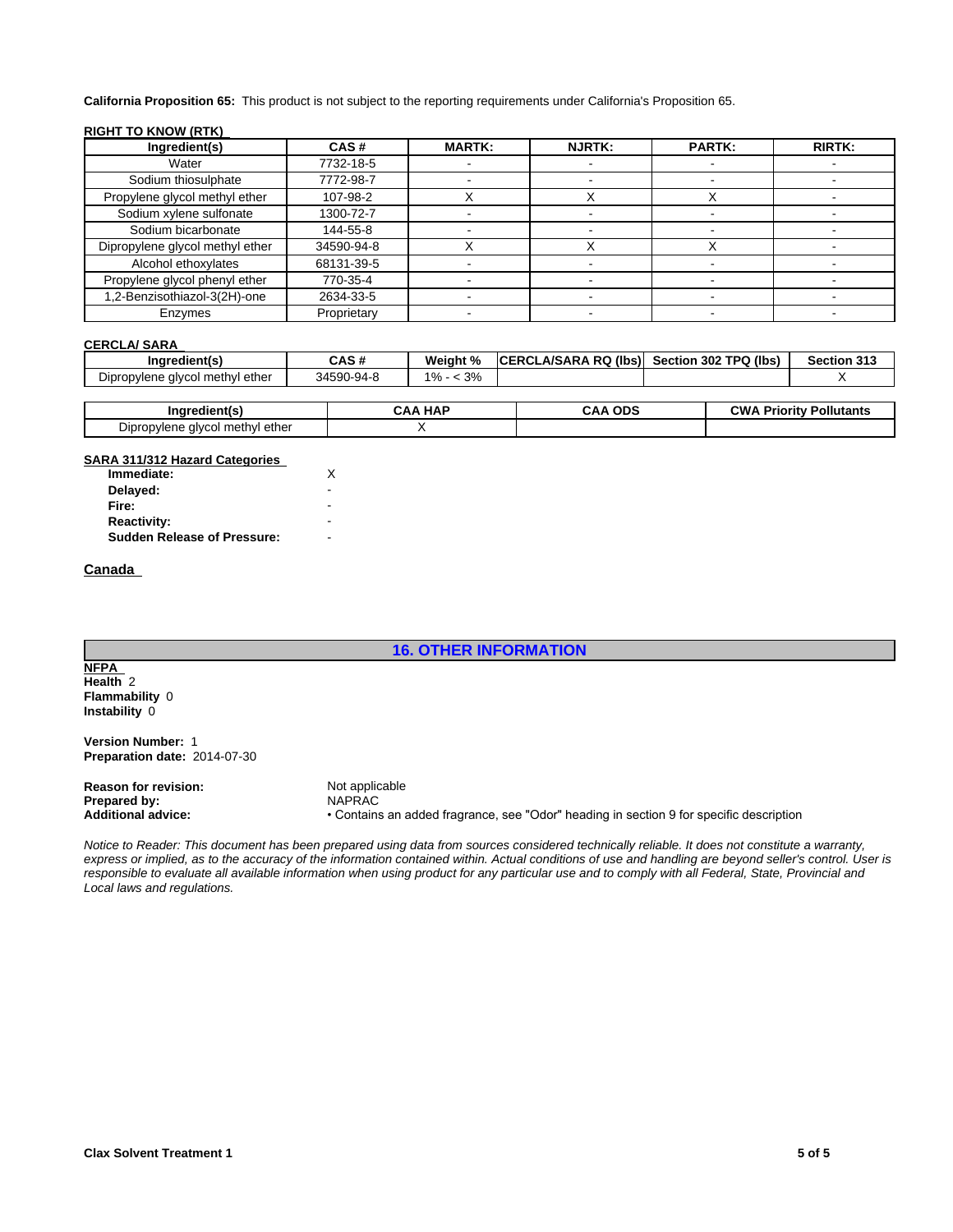**California Proposition 65:** This product is not subject to the reporting requirements under California's Proposition 65.

**RIGHT TO KNOW (RTK)**

| Ingredient(s) | CAS # | MARTK: | NJRTK: | PARTK: | RIRTK: |
|---|---|---|---|---|---|
| Water | 7732-18-5 | - | - | - | - |
| Sodium thiosulphate | 7772-98-7 | - | - | - | - |
| Propylene glycol methyl ether | 107-98-2 | X | X | X | - |
| Sodium xylene sulfonate | 1300-72-7 | - | - | - | - |
| Sodium bicarbonate | 144-55-8 | - | - | - | - |
| Dipropylene glycol methyl ether | 34590-94-8 | X | X | X | - |
| Alcohol ethoxylates | 68131-39-5 | - | - | - | - |
| Propylene glycol phenyl ether | 770-35-4 | - | - | - | - |
| 1,2-Benzisothiazol-3(2H)-one | 2634-33-5 | - | - | - | - |
| Enzymes | Proprietary | - | - | - | - |

**CERCLA/ SARA**

| Ingredient(s) | CAS # | Weight % | CERCLA/SARA RQ (lbs) | Section 302 TPQ (lbs) | Section 313 |
|---|---|---|---|---|---|
| Dipropylene glycol methyl ether | 34590-94-8 | 1% - < 3% | | | X |

| Ingredient(s) | CAA HAP | CAA ODS | CWA Priority Pollutants |
|---|---|---|---|
| Dipropylene glycol methyl ether | X | | |

**SARA 311/312 Hazard Categories**

**Immediate:** X
**Delayed:** -
**Fire:** -
**Reactivity:** -
**Sudden Release of Pressure:** -

**Canada**

## 16. OTHER INFORMATION

**NFPA**
**Health** 2
**Flammability** 0
**Instability** 0

**Version Number:** 1
**Preparation date:** 2014-07-30

**Reason for revision:** Not applicable
**Prepared by:** NAPRAC
**Additional advice:** • Contains an added fragrance, see "Odor" heading in section 9 for specific description

*Notice to Reader: This document has been prepared using data from sources considered technically reliable. It does not constitute a warranty, express or implied, as to the accuracy of the information contained within. Actual conditions of use and handling are beyond seller's control. User is responsible to evaluate all available information when using product for any particular use and to comply with all Federal, State, Provincial and Local laws and regulations.*